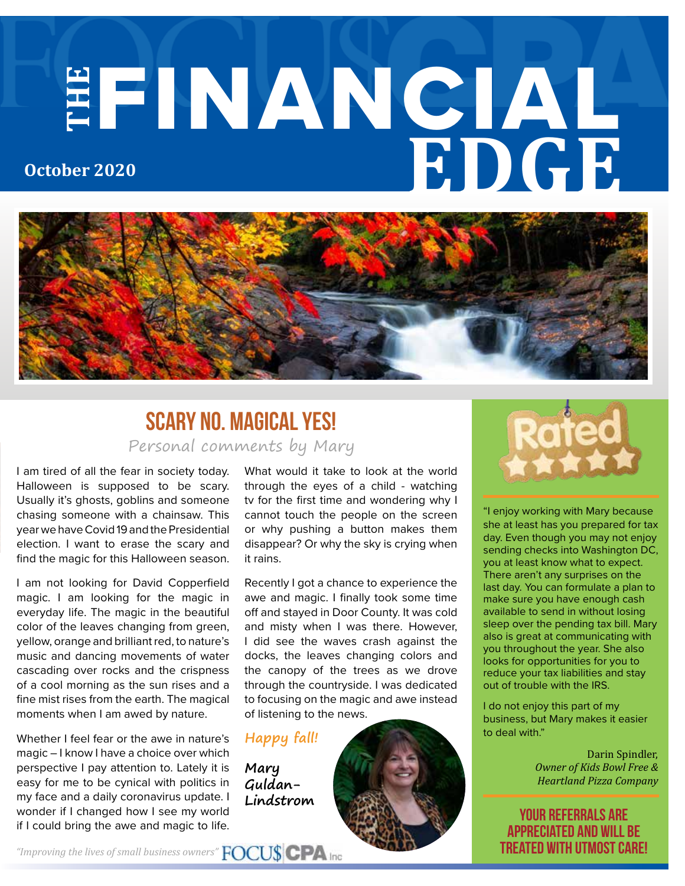# THE FINANCIAL EDGE

October 2020

## SCARY NO. MAGICAL YES!

*Personal comments by Mary*

I am tired of all the fear in society today. Halloween is supposed to be scary. Usually it's ghosts, goblins and someone chasing someone with a chainsaw. This year we have Covid 19 and the Presidential election. I want to erase the scary and find the magic for this Halloween season.

I am not looking for David Copperfield magic. I am looking for the magic in everyday life. The magic in the beautiful color of the leaves changing from green, yellow, orange and brilliant red, to nature's music and dancing movements of water cascading over rocks and the crispness of a cool morning as the sun rises and a fine mist rises from the earth. The magical moments when I am awed by nature.

Whether I feel fear or the awe in nature's magic – I know I have a choice over which perspective I pay attention to. Lately it is easy for me to be cynical with politics in my face and a daily coronavirus update. I wonder if I changed how I see my world if I could bring the awe and magic to life.

What would it take to look at the world through the eyes of a child - watching tv for the first time and wondering why I cannot touch the people on the screen or why pushing a button makes them disappear? Or why the sky is crying when it rains.

Recently I got a chance to experience the awe and magic. I finally took some time off and stayed in Door County. It was cold and misty when I was there. However, I did see the waves crash against the docks, the leaves changing colors and the canopy of the trees as we drove through the countryside. I was dedicated to focusing on the magic and awe instead of listening to the news.

*Happy fall!*

**Mary Guldan-Lindstrom**

---

**Rated ★★★★★**

"I enjoy working with Mary because she at least has you prepared for tax day. Even though you may not enjoy sending checks into Washington DC, you at least know what to expect. There aren't any surprises on the last day. You can formulate a plan to make sure you have enough cash available to send in without losing sleep over the pending tax bill. Mary also is great at communicating with you throughout the year. She also looks for opportunities for you to reduce your tax liabilities and stay out of trouble with the IRS.

I do not enjoy this part of my business, but Mary makes it easier to deal with."

Darin Spindler,
*Owner of Kids Bowl Free & Heartland Pizza Company*

**YOUR REFERRALS ARE APPRECIATED AND WILL BE TREATED WITH UTMOST CARE!**

*"Improving the lives of small business owners"* FOCU$ CPA Inc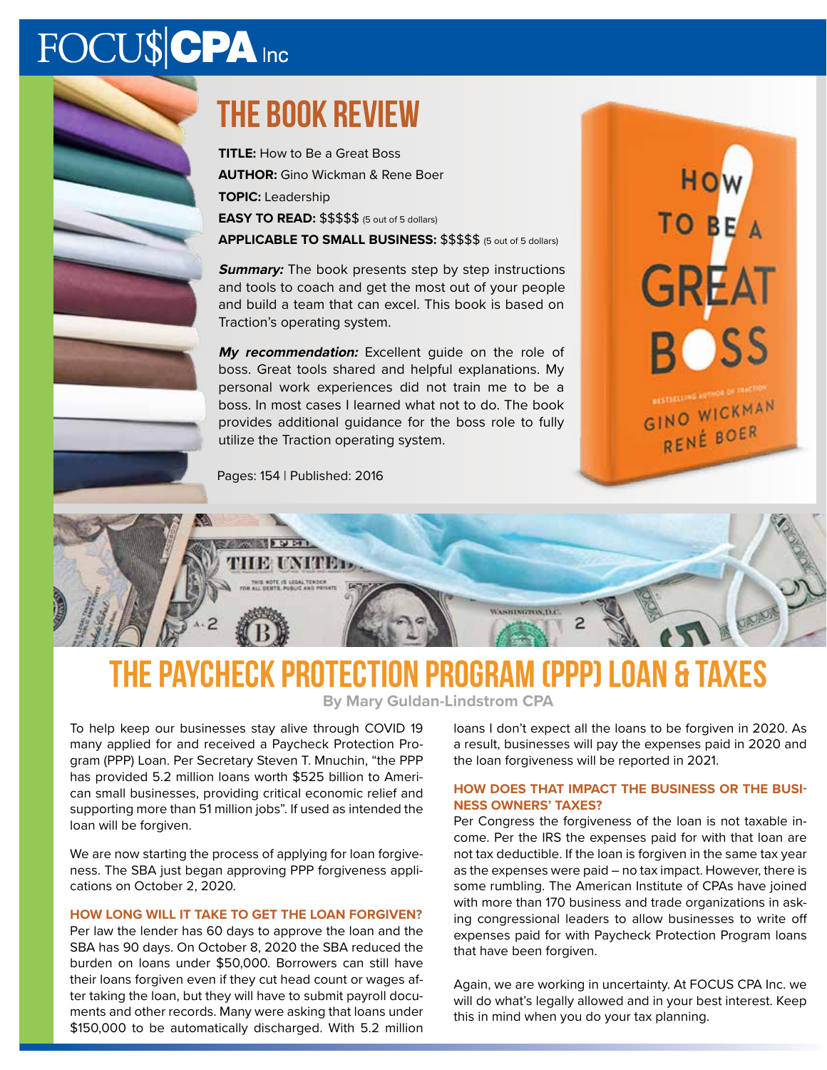# THE BOOK REVIEW

**TITLE:** How to Be a Great Boss

**AUTHOR:** Gino Wickman & Rene Boer

**TOPIC:** Leadership

**EASY TO READ:** $$$$$ (5 out of 5 dollars)

**APPLICABLE TO SMALL BUSINESS:** $$$$$ (5 out of 5 dollars)

***Summary:*** The book presents step by step instructions and tools to coach and get the most out of your people and build a team that can excel. This book is based on Traction's operating system.

***My recommendation:*** Excellent guide on the role of boss. Great tools shared and helpful explanations. My personal work experiences did not train me to be a boss. In most cases I learned what not to do. The book provides additional guidance for the boss role to fully utilize the Traction operating system.

Pages: 154 | Published: 2016

# THE PAYCHECK PROTECTION PROGRAM (PPP) LOAN & TAXES

**By Mary Guldan-Lindstrom CPA**

To help keep our businesses stay alive through COVID 19 many applied for and received a Paycheck Protection Program (PPP) Loan. Per Secretary Steven T. Mnuchin, "the PPP has provided 5.2 million loans worth $525 billion to American small businesses, providing critical economic relief and supporting more than 51 million jobs". If used as intended the loan will be forgiven.

We are now starting the process of applying for loan forgiveness. The SBA just began approving PPP forgiveness applications on October 2, 2020.

### HOW LONG WILL IT TAKE TO GET THE LOAN FORGIVEN?

Per law the lender has 60 days to approve the loan and the SBA has 90 days. On October 8, 2020 the SBA reduced the burden on loans under $50,000. Borrowers can still have their loans forgiven even if they cut head count or wages after taking the loan, but they will have to submit payroll documents and other records. Many were asking that loans under $150,000 to be automatically discharged. With 5.2 million loans I don't expect all the loans to be forgiven in 2020. As a result, businesses will pay the expenses paid in 2020 and the loan forgiveness will be reported in 2021.

### HOW DOES THAT IMPACT THE BUSINESS OR THE BUSINESS OWNERS' TAXES?

Per Congress the forgiveness of the loan is not taxable income. Per the IRS the expenses paid for with that loan are not tax deductible. If the loan is forgiven in the same tax year as the expenses were paid – no tax impact. However, there is some rumbling. The American Institute of CPAs have joined with more than 170 business and trade organizations in asking congressional leaders to allow businesses to write off expenses paid for with Paycheck Protection Program loans that have been forgiven.

Again, we are working in uncertainty. At FOCUS CPA Inc. we will do what's legally allowed and in your best interest. Keep this in mind when you do your tax planning.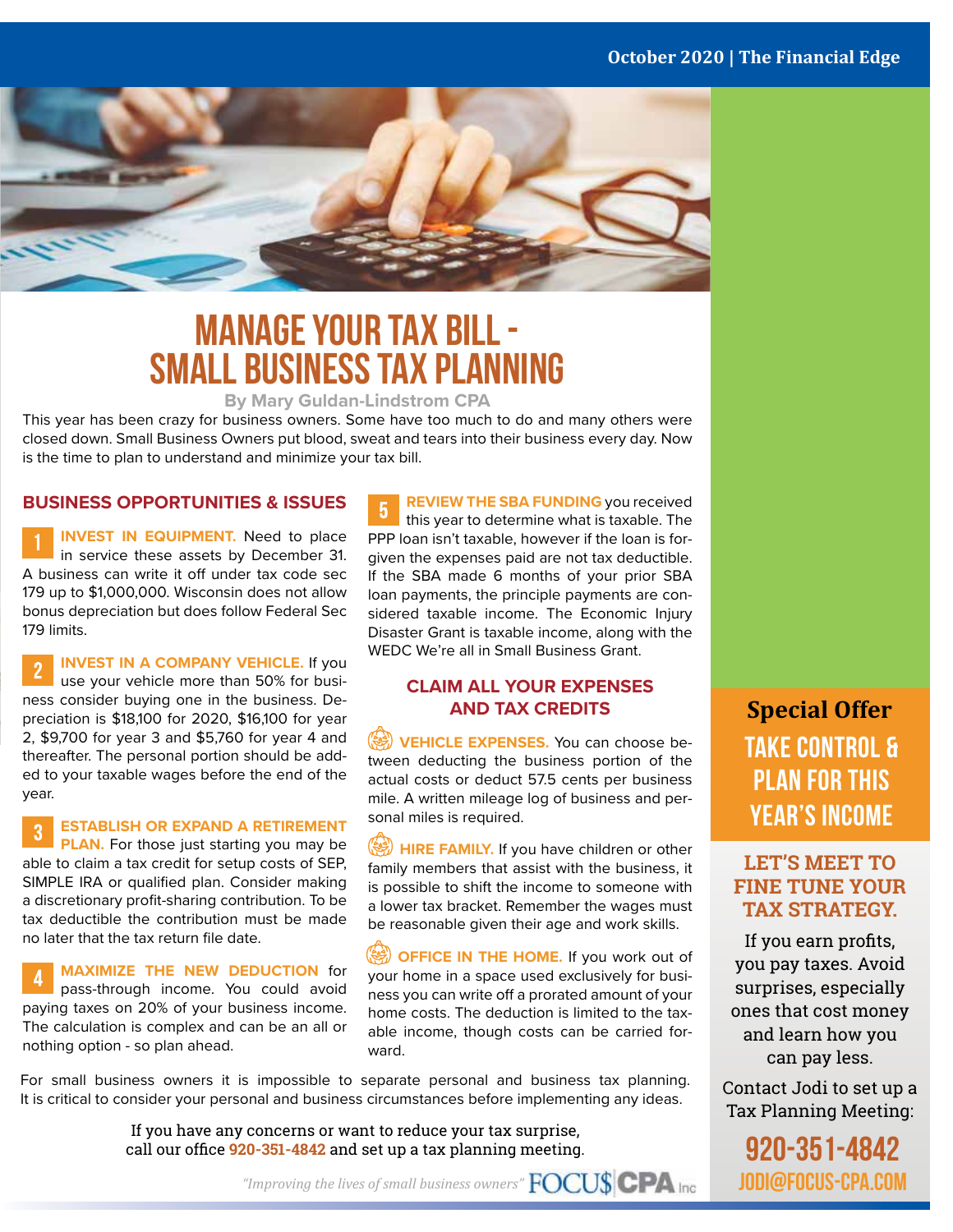# MANAGE YOUR TAX BILL - SMALL BUSINESS TAX PLANNING

**By Mary Guldan-Lindstrom CPA**

This year has been crazy for business owners. Some have too much to do and many others were closed down. Small Business Owners put blood, sweat and tears into their business every day. Now is the time to plan to understand and minimize your tax bill.

## BUSINESS OPPORTUNITIES & ISSUES

**1 INVEST IN EQUIPMENT.** Need to place in service these assets by December 31. A business can write it off under tax code sec 179 up to $1,000,000. Wisconsin does not allow bonus depreciation but does follow Federal Sec 179 limits.

**2 INVEST IN A COMPANY VEHICLE.** If you use your vehicle more than 50% for business consider buying one in the business. Depreciation is $18,100 for 2020, $16,100 for year 2, $9,700 for year 3 and $5,760 for year 4 and thereafter. The personal portion should be added to your taxable wages before the end of the year.

**3 ESTABLISH OR EXPAND A RETIREMENT PLAN.** For those just starting you may be able to claim a tax credit for setup costs of SEP, SIMPLE IRA or qualified plan. Consider making a discretionary profit-sharing contribution. To be tax deductible the contribution must be made no later that the tax return file date.

**4 MAXIMIZE THE NEW DEDUCTION** for pass-through income. You could avoid paying taxes on 20% of your business income. The calculation is complex and can be an all or nothing option - so plan ahead.

**5 REVIEW THE SBA FUNDING** you received this year to determine what is taxable. The PPP loan isn't taxable, however if the loan is forgiven the expenses paid are not tax deductible. If the SBA made 6 months of your prior SBA loan payments, the principle payments are considered taxable income. The Economic Injury Disaster Grant is taxable income, along with the WEDC We're all in Small Business Grant.

## CLAIM ALL YOUR EXPENSES AND TAX CREDITS

**VEHICLE EXPENSES.** You can choose between deducting the business portion of the actual costs or deduct 57.5 cents per business mile. A written mileage log of business and personal miles is required.

**HIRE FAMILY.** If you have children or other family members that assist with the business, it is possible to shift the income to someone with a lower tax bracket. Remember the wages must be reasonable given their age and work skills.

**OFFICE IN THE HOME.** If you work out of your home in a space used exclusively for business you can write off a prorated amount of your home costs. The deduction is limited to the taxable income, though costs can be carried forward.

For small business owners it is impossible to separate personal and business tax planning. It is critical to consider your personal and business circumstances before implementing any ideas.

If you have any concerns or want to reduce your tax surprise, call our office **920-351-4842** and set up a tax planning meeting.

*"Improving the lives of small business owners"* FOCU$ CPA Inc

---

**Special Offer**

## TAKE CONTROL & PLAN FOR THIS YEAR'S INCOME

### LET'S MEET TO FINE TUNE YOUR TAX STRATEGY.

If you earn profits, you pay taxes. Avoid surprises, especially ones that cost money and learn how you can pay less.

Contact Jodi to set up a Tax Planning Meeting:

**920-351-4842**
**JODI@FOCUS-CPA.COM**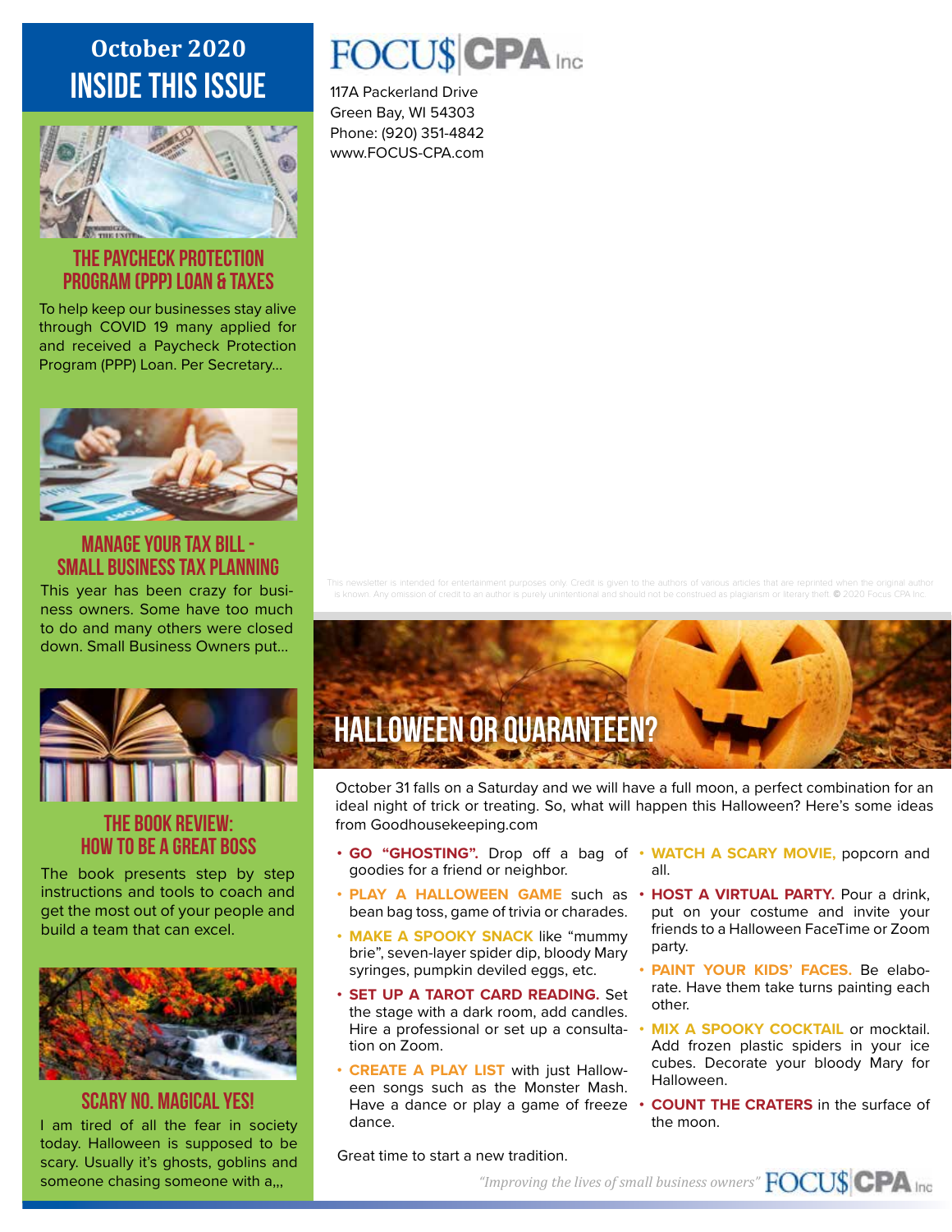## October 2020
# INSIDE THIS ISSUE

### THE PAYCHECK PROTECTION PROGRAM (PPP) LOAN & TAXES

To help keep our businesses stay alive through COVID 19 many applied for and received a Paycheck Protection Program (PPP) Loan. Per Secretary...

### MANAGE YOUR TAX BILL - SMALL BUSINESS TAX PLANNING

This year has been crazy for business owners. Some have too much to do and many others were closed down. Small Business Owners put...

### THE BOOK REVIEW: HOW TO BE A GREAT BOSS

The book presents step by step instructions and tools to coach and get the most out of your people and build a team that can excel.

### SCARY NO. MAGICAL YES!

I am tired of all the fear in society today. Halloween is supposed to be scary. Usually it's ghosts, goblins and someone chasing someone with a,,,

FOCU$ CPA Inc

117A Packerland Drive
Green Bay, WI 54303
Phone: (920) 351-4842
www.FOCUS-CPA.com

This newsletter is intended for entertainment purposes only. Credit is given to the authors of various articles that are reprinted when the original author is known. Any omission of credit to an author is purely unintentional and should not be construed as plagiarism or literary theft. © 2020 Focus CPA Inc.

# HALLOWEEN OR QUARANTEEN?

October 31 falls on a Saturday and we will have a full moon, a perfect combination for an ideal night of trick or treating. So, what will happen this Halloween? Here's some ideas from Goodhousekeeping.com

- **GO "GHOSTING".** Drop off a bag of goodies for a friend or neighbor.
- **PLAY A HALLOWEEN GAME** such as bean bag toss, game of trivia or charades.
- **MAKE A SPOOKY SNACK** like "mummy brie", seven-layer spider dip, bloody Mary syringes, pumpkin deviled eggs, etc.
- **SET UP A TAROT CARD READING.** Set the stage with a dark room, add candles. Hire a professional or set up a consultation on Zoom.
- **CREATE A PLAY LIST** with just Halloween songs such as the Monster Mash. Have a dance or play a game of freeze dance.
- **WATCH A SCARY MOVIE,** popcorn and all.
- **HOST A VIRTUAL PARTY.** Pour a drink, put on your costume and invite your friends to a Halloween FaceTime or Zoom party.
- **PAINT YOUR KIDS' FACES.** Be elaborate. Have them take turns painting each other.
- **MIX A SPOOKY COCKTAIL** or mocktail. Add frozen plastic spiders in your ice cubes. Decorate your bloody Mary for Halloween.
- **COUNT THE CRATERS** in the surface of the moon.

Great time to start a new tradition.

*"Improving the lives of small business owners"* FOCU$ CPA Inc